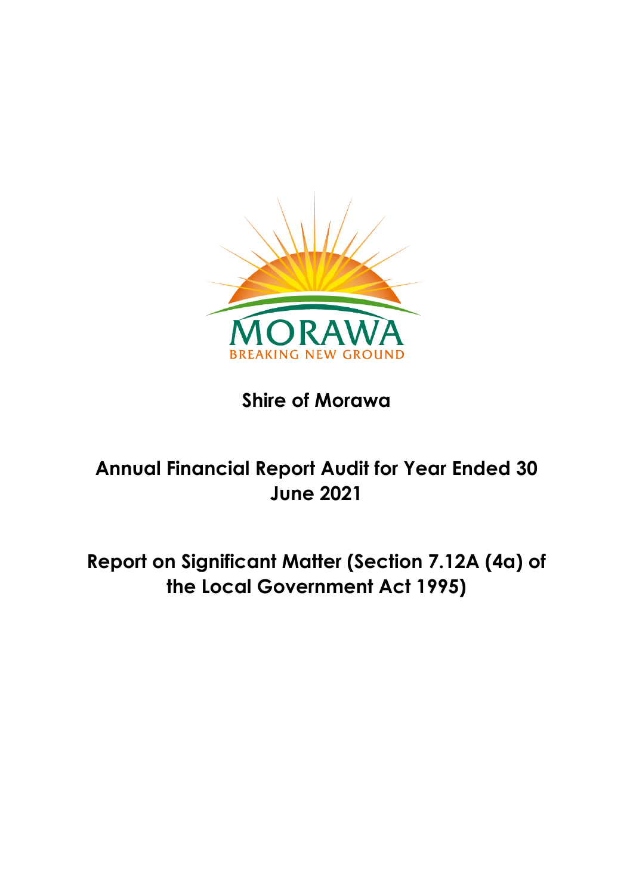MORAWA

BREAKING NEW GROUND

# Shire of Morawa

# Annual Financial Report Audit for Year Ended 30 June 2021

# Report on Significant Matter (Section 7.12A (4a) of the Local Government Act 1995)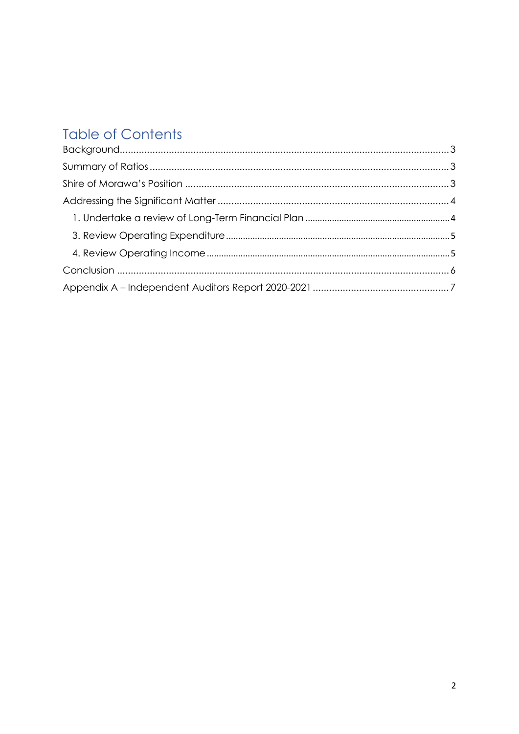# Table of Contents

- Background ........................................................................................................ 3
- Summary of Ratios ............................................................................................ 3
- Shire of Morawa's Position ................................................................................ 3
- Addressing the Significant Matter ..................................................................... 4
  - 1. Undertake a review of Long-Term Financial Plan ........................................ 4
  - 3. Review Operating Expenditure .................................................................... 5
  - 4. Review Operating Income ........................................................................... 5
- Conclusion ......................................................................................................... 6
- Appendix A – Independent Auditors Report 2020-2021 .................................... 7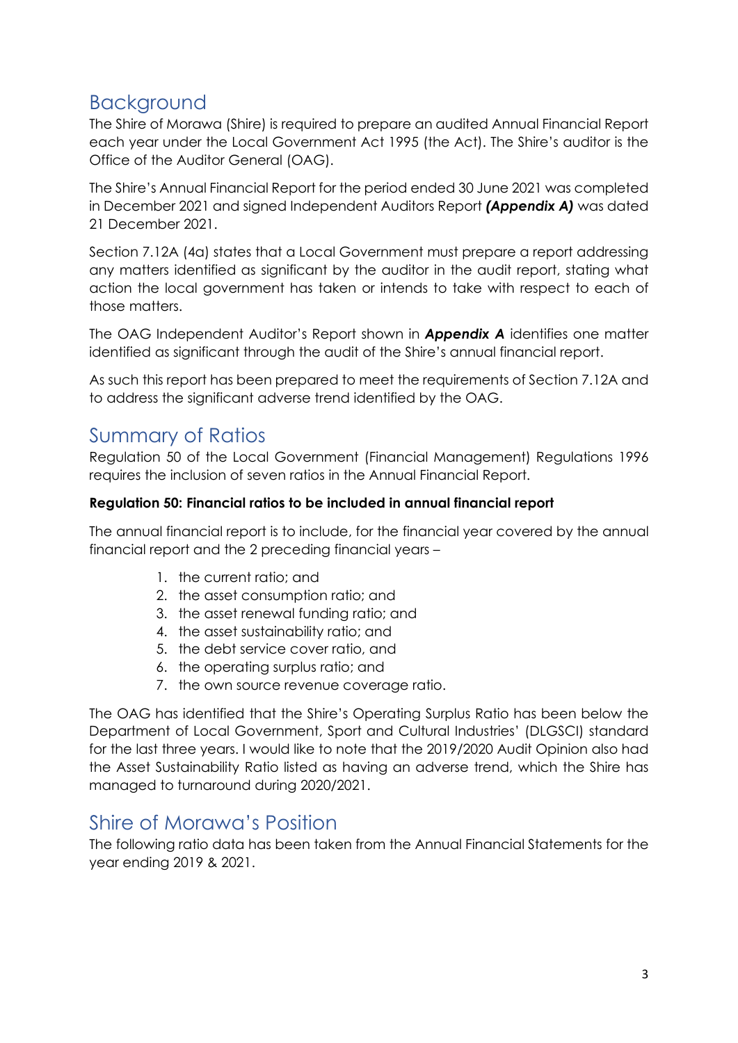## Background

The Shire of Morawa (Shire) is required to prepare an audited Annual Financial Report each year under the Local Government Act 1995 (the Act). The Shire's auditor is the Office of the Auditor General (OAG).

The Shire's Annual Financial Report for the period ended 30 June 2021 was completed in December 2021 and signed Independent Auditors Report ***(Appendix A)*** was dated 21 December 2021.

Section 7.12A (4a) states that a Local Government must prepare a report addressing any matters identified as significant by the auditor in the audit report, stating what action the local government has taken or intends to take with respect to each of those matters.

The OAG Independent Auditor's Report shown in ***Appendix A*** identifies one matter identified as significant through the audit of the Shire's annual financial report.

As such this report has been prepared to meet the requirements of Section 7.12A and to address the significant adverse trend identified by the OAG.

## Summary of Ratios

Regulation 50 of the Local Government (Financial Management) Regulations 1996 requires the inclusion of seven ratios in the Annual Financial Report.

**Regulation 50: Financial ratios to be included in annual financial report**

The annual financial report is to include, for the financial year covered by the annual financial report and the 2 preceding financial years –

1. the current ratio; and
2. the asset consumption ratio; and
3. the asset renewal funding ratio; and
4. the asset sustainability ratio; and
5. the debt service cover ratio, and
6. the operating surplus ratio; and
7. the own source revenue coverage ratio.

The OAG has identified that the Shire's Operating Surplus Ratio has been below the Department of Local Government, Sport and Cultural Industries' (DLGSCI) standard for the last three years. I would like to note that the 2019/2020 Audit Opinion also had the Asset Sustainability Ratio listed as having an adverse trend, which the Shire has managed to turnaround during 2020/2021.

## Shire of Morawa's Position

The following ratio data has been taken from the Annual Financial Statements for the year ending 2019 & 2021.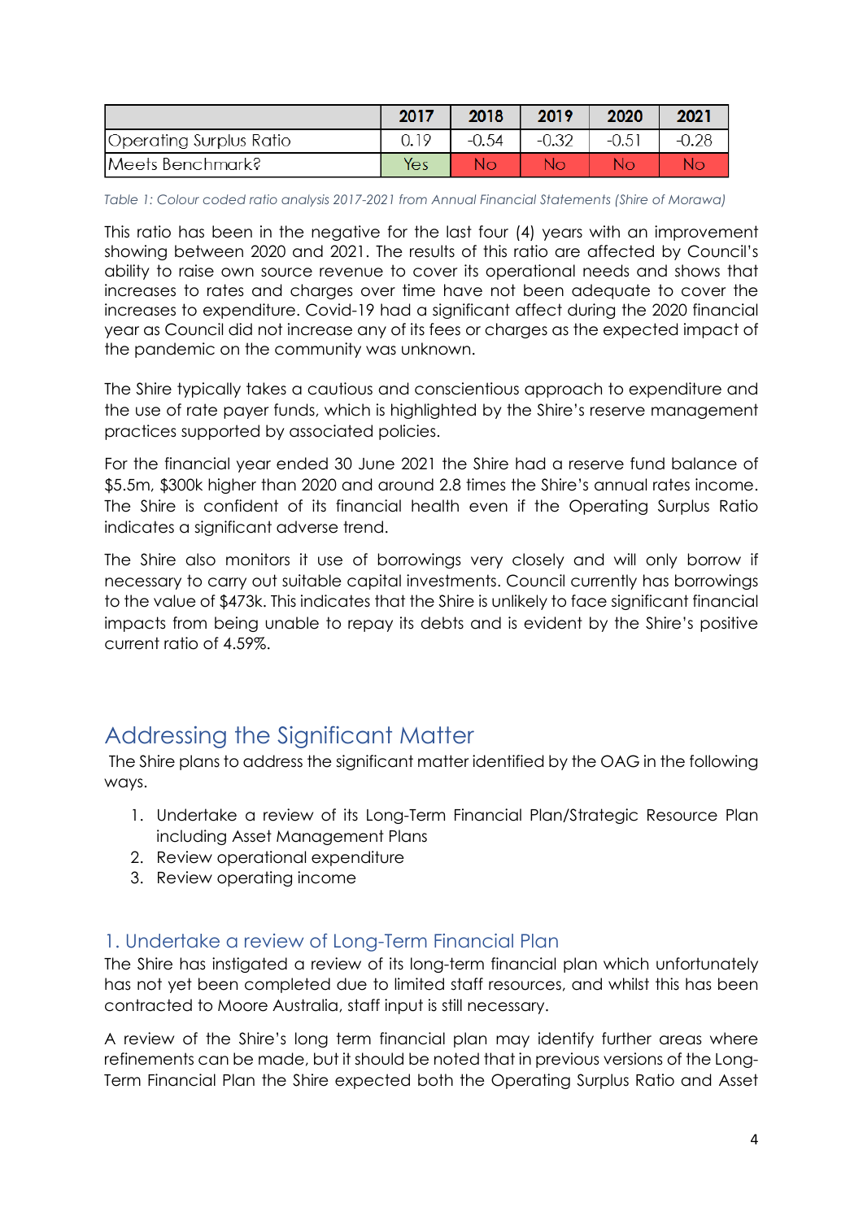| | 2017 | 2018 | 2019 | 2020 | 2021 |
|---|---|---|---|---|---|
| Operating Surplus Ratio | 0.19 | -0.54 | -0.32 | -0.51 | -0.28 |
| Meets Benchmark? | Yes | No | No | No | No |

*Table 1: Colour coded ratio analysis 2017-2021 from Annual Financial Statements (Shire of Morawa)*

This ratio has been in the negative for the last four (4) years with an improvement showing between 2020 and 2021. The results of this ratio are affected by Council's ability to raise own source revenue to cover its operational needs and shows that increases to rates and charges over time have not been adequate to cover the increases to expenditure. Covid-19 had a significant affect during the 2020 financial year as Council did not increase any of its fees or charges as the expected impact of the pandemic on the community was unknown.

The Shire typically takes a cautious and conscientious approach to expenditure and the use of rate payer funds, which is highlighted by the Shire's reserve management practices supported by associated policies.

For the financial year ended 30 June 2021 the Shire had a reserve fund balance of $5.5m, $300k higher than 2020 and around 2.8 times the Shire's annual rates income. The Shire is confident of its financial health even if the Operating Surplus Ratio indicates a significant adverse trend.

The Shire also monitors it use of borrowings very closely and will only borrow if necessary to carry out suitable capital investments. Council currently has borrowings to the value of $473k. This indicates that the Shire is unlikely to face significant financial impacts from being unable to repay its debts and is evident by the Shire's positive current ratio of 4.59%.

## Addressing the Significant Matter

The Shire plans to address the significant matter identified by the OAG in the following ways.

1. Undertake a review of its Long-Term Financial Plan/Strategic Resource Plan including Asset Management Plans
2. Review operational expenditure
3. Review operating income

### 1. Undertake a review of Long-Term Financial Plan

The Shire has instigated a review of its long-term financial plan which unfortunately has not yet been completed due to limited staff resources, and whilst this has been contracted to Moore Australia, staff input is still necessary.

A review of the Shire's long term financial plan may identify further areas where refinements can be made, but it should be noted that in previous versions of the Long-Term Financial Plan the Shire expected both the Operating Surplus Ratio and Asset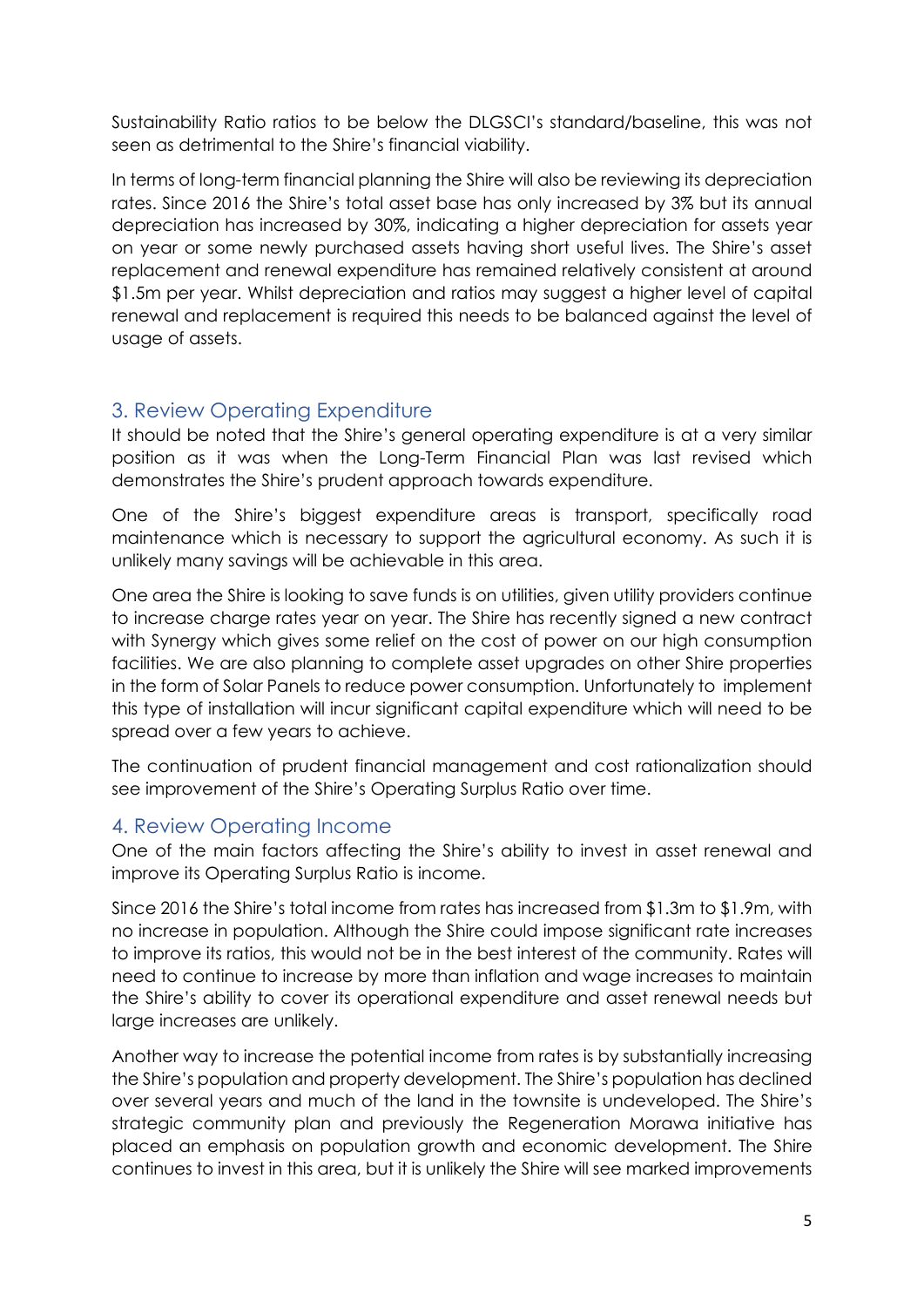Sustainability Ratio ratios to be below the DLGSCI's standard/baseline, this was not seen as detrimental to the Shire's financial viability.

In terms of long-term financial planning the Shire will also be reviewing its depreciation rates. Since 2016 the Shire's total asset base has only increased by 3% but its annual depreciation has increased by 30%, indicating a higher depreciation for assets year on year or some newly purchased assets having short useful lives. The Shire's asset replacement and renewal expenditure has remained relatively consistent at around $1.5m per year. Whilst depreciation and ratios may suggest a higher level of capital renewal and replacement is required this needs to be balanced against the level of usage of assets.

## 3. Review Operating Expenditure

It should be noted that the Shire's general operating expenditure is at a very similar position as it was when the Long-Term Financial Plan was last revised which demonstrates the Shire's prudent approach towards expenditure.

One of the Shire's biggest expenditure areas is transport, specifically road maintenance which is necessary to support the agricultural economy. As such it is unlikely many savings will be achievable in this area.

One area the Shire is looking to save funds is on utilities, given utility providers continue to increase charge rates year on year. The Shire has recently signed a new contract with Synergy which gives some relief on the cost of power on our high consumption facilities. We are also planning to complete asset upgrades on other Shire properties in the form of Solar Panels to reduce power consumption. Unfortunately to implement this type of installation will incur significant capital expenditure which will need to be spread over a few years to achieve.

The continuation of prudent financial management and cost rationalization should see improvement of the Shire's Operating Surplus Ratio over time.

## 4. Review Operating Income

One of the main factors affecting the Shire's ability to invest in asset renewal and improve its Operating Surplus Ratio is income.

Since 2016 the Shire's total income from rates has increased from $1.3m to $1.9m, with no increase in population. Although the Shire could impose significant rate increases to improve its ratios, this would not be in the best interest of the community. Rates will need to continue to increase by more than inflation and wage increases to maintain the Shire's ability to cover its operational expenditure and asset renewal needs but large increases are unlikely.

Another way to increase the potential income from rates is by substantially increasing the Shire's population and property development. The Shire's population has declined over several years and much of the land in the townsite is undeveloped. The Shire's strategic community plan and previously the Regeneration Morawa initiative has placed an emphasis on population growth and economic development. The Shire continues to invest in this area, but it is unlikely the Shire will see marked improvements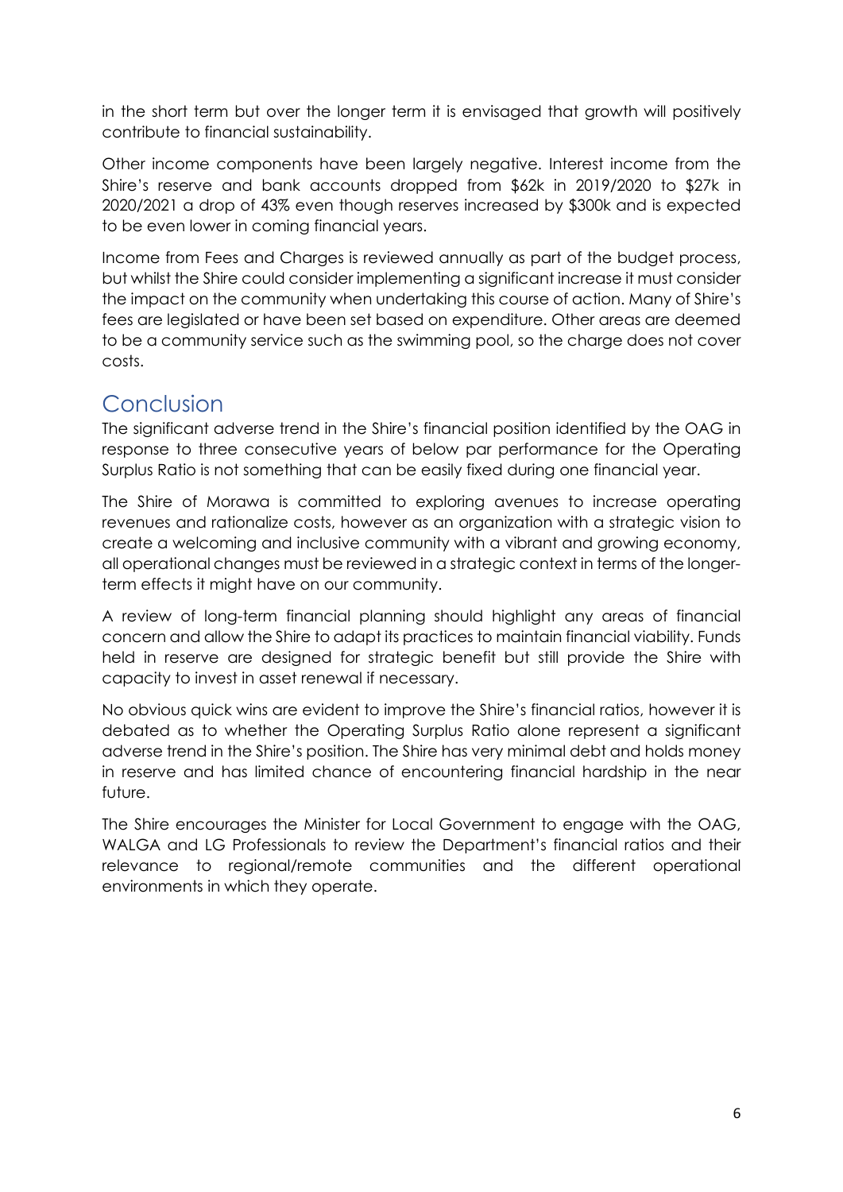in the short term but over the longer term it is envisaged that growth will positively contribute to financial sustainability.

Other income components have been largely negative. Interest income from the Shire's reserve and bank accounts dropped from $62k in 2019/2020 to $27k in 2020/2021 a drop of 43% even though reserves increased by $300k and is expected to be even lower in coming financial years.

Income from Fees and Charges is reviewed annually as part of the budget process, but whilst the Shire could consider implementing a significant increase it must consider the impact on the community when undertaking this course of action. Many of Shire's fees are legislated or have been set based on expenditure. Other areas are deemed to be a community service such as the swimming pool, so the charge does not cover costs.

## Conclusion

The significant adverse trend in the Shire's financial position identified by the OAG in response to three consecutive years of below par performance for the Operating Surplus Ratio is not something that can be easily fixed during one financial year.

The Shire of Morawa is committed to exploring avenues to increase operating revenues and rationalize costs, however as an organization with a strategic vision to create a welcoming and inclusive community with a vibrant and growing economy, all operational changes must be reviewed in a strategic context in terms of the longer-term effects it might have on our community.

A review of long-term financial planning should highlight any areas of financial concern and allow the Shire to adapt its practices to maintain financial viability. Funds held in reserve are designed for strategic benefit but still provide the Shire with capacity to invest in asset renewal if necessary.

No obvious quick wins are evident to improve the Shire's financial ratios, however it is debated as to whether the Operating Surplus Ratio alone represent a significant adverse trend in the Shire's position. The Shire has very minimal debt and holds money in reserve and has limited chance of encountering financial hardship in the near future.

The Shire encourages the Minister for Local Government to engage with the OAG, WALGA and LG Professionals to review the Department's financial ratios and their relevance to regional/remote communities and the different operational environments in which they operate.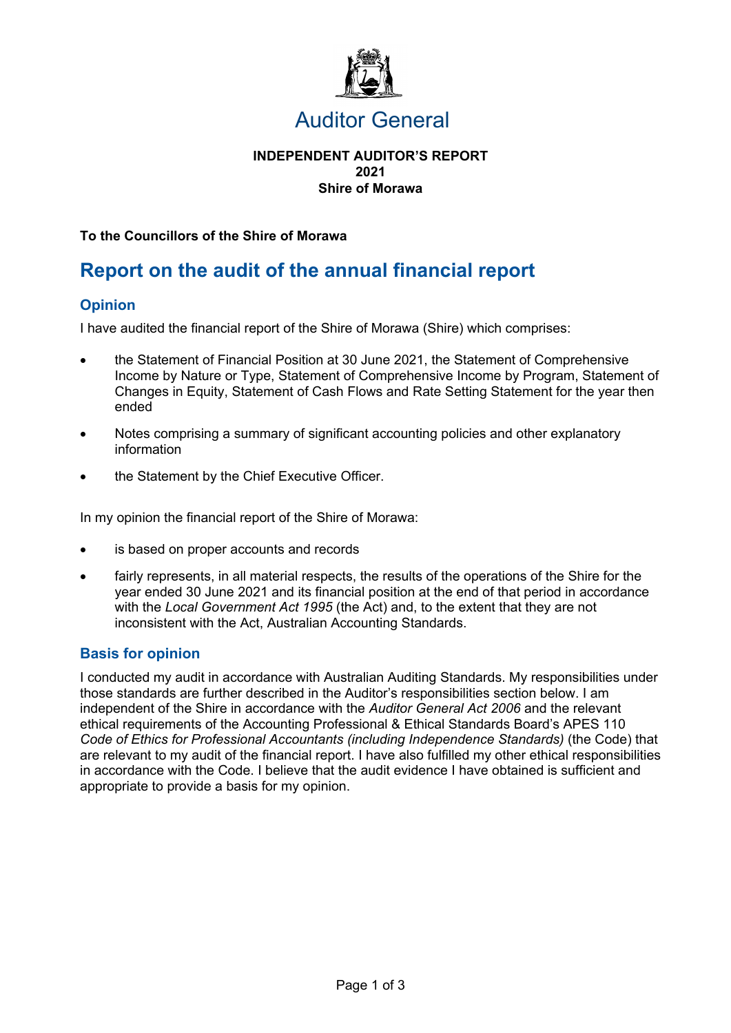# Auditor General

**INDEPENDENT AUDITOR'S REPORT**
**2021**
**Shire of Morawa**

**To the Councillors of the Shire of Morawa**

## Report on the audit of the annual financial report

### Opinion

I have audited the financial report of the Shire of Morawa (Shire) which comprises:

- the Statement of Financial Position at 30 June 2021, the Statement of Comprehensive Income by Nature or Type, Statement of Comprehensive Income by Program, Statement of Changes in Equity, Statement of Cash Flows and Rate Setting Statement for the year then ended
- Notes comprising a summary of significant accounting policies and other explanatory information
- the Statement by the Chief Executive Officer.

In my opinion the financial report of the Shire of Morawa:

- is based on proper accounts and records
- fairly represents, in all material respects, the results of the operations of the Shire for the year ended 30 June 2021 and its financial position at the end of that period in accordance with the *Local Government Act 1995* (the Act) and, to the extent that they are not inconsistent with the Act, Australian Accounting Standards.

### Basis for opinion

I conducted my audit in accordance with Australian Auditing Standards. My responsibilities under those standards are further described in the Auditor's responsibilities section below. I am independent of the Shire in accordance with the *Auditor General Act 2006* and the relevant ethical requirements of the Accounting Professional & Ethical Standards Board's APES 110 *Code of Ethics for Professional Accountants (including Independence Standards)* (the Code) that are relevant to my audit of the financial report. I have also fulfilled my other ethical responsibilities in accordance with the Code. I believe that the audit evidence I have obtained is sufficient and appropriate to provide a basis for my opinion.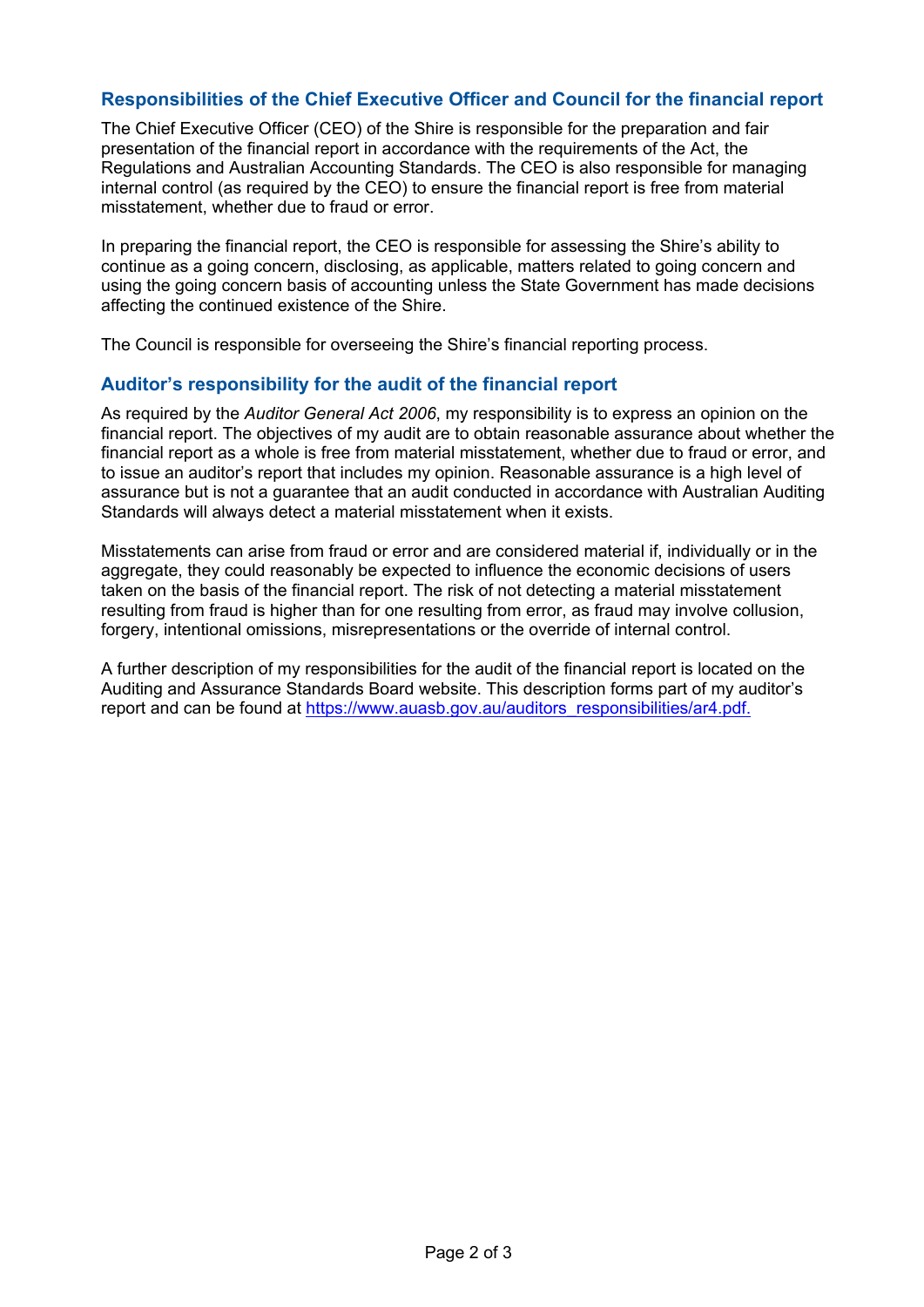## Responsibilities of the Chief Executive Officer and Council for the financial report

The Chief Executive Officer (CEO) of the Shire is responsible for the preparation and fair presentation of the financial report in accordance with the requirements of the Act, the Regulations and Australian Accounting Standards. The CEO is also responsible for managing internal control (as required by the CEO) to ensure the financial report is free from material misstatement, whether due to fraud or error.

In preparing the financial report, the CEO is responsible for assessing the Shire's ability to continue as a going concern, disclosing, as applicable, matters related to going concern and using the going concern basis of accounting unless the State Government has made decisions affecting the continued existence of the Shire.

The Council is responsible for overseeing the Shire's financial reporting process.

## Auditor's responsibility for the audit of the financial report

As required by the *Auditor General Act 2006*, my responsibility is to express an opinion on the financial report. The objectives of my audit are to obtain reasonable assurance about whether the financial report as a whole is free from material misstatement, whether due to fraud or error, and to issue an auditor's report that includes my opinion. Reasonable assurance is a high level of assurance but is not a guarantee that an audit conducted in accordance with Australian Auditing Standards will always detect a material misstatement when it exists.

Misstatements can arise from fraud or error and are considered material if, individually or in the aggregate, they could reasonably be expected to influence the economic decisions of users taken on the basis of the financial report. The risk of not detecting a material misstatement resulting from fraud is higher than for one resulting from error, as fraud may involve collusion, forgery, intentional omissions, misrepresentations or the override of internal control.

A further description of my responsibilities for the audit of the financial report is located on the Auditing and Assurance Standards Board website. This description forms part of my auditor's report and can be found at https://www.auasb.gov.au/auditors_responsibilities/ar4.pdf.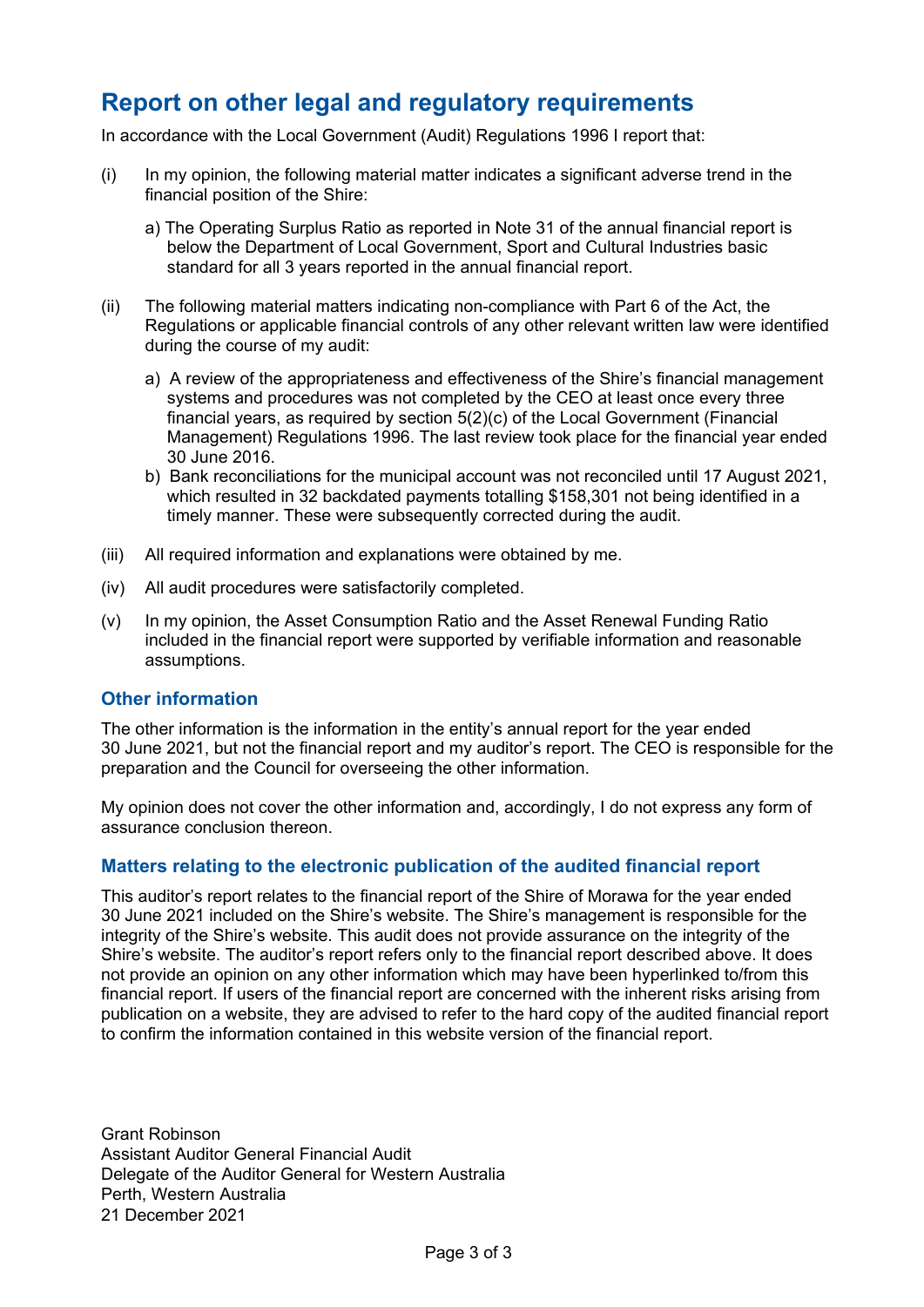## Report on other legal and regulatory requirements

In accordance with the Local Government (Audit) Regulations 1996 I report that:

(i) In my opinion, the following material matter indicates a significant adverse trend in the financial position of the Shire:

   a) The Operating Surplus Ratio as reported in Note 31 of the annual financial report is below the Department of Local Government, Sport and Cultural Industries basic standard for all 3 years reported in the annual financial report.

(ii) The following material matters indicating non-compliance with Part 6 of the Act, the Regulations or applicable financial controls of any other relevant written law were identified during the course of my audit:

   a) A review of the appropriateness and effectiveness of the Shire's financial management systems and procedures was not completed by the CEO at least once every three financial years, as required by section 5(2)(c) of the Local Government (Financial Management) Regulations 1996. The last review took place for the financial year ended 30 June 2016.
   b) Bank reconciliations for the municipal account was not reconciled until 17 August 2021, which resulted in 32 backdated payments totalling $158,301 not being identified in a timely manner. These were subsequently corrected during the audit.

(iii) All required information and explanations were obtained by me.

(iv) All audit procedures were satisfactorily completed.

(v) In my opinion, the Asset Consumption Ratio and the Asset Renewal Funding Ratio included in the financial report were supported by verifiable information and reasonable assumptions.

### Other information

The other information is the information in the entity's annual report for the year ended 30 June 2021, but not the financial report and my auditor's report. The CEO is responsible for the preparation and the Council for overseeing the other information.

My opinion does not cover the other information and, accordingly, I do not express any form of assurance conclusion thereon.

### Matters relating to the electronic publication of the audited financial report

This auditor's report relates to the financial report of the Shire of Morawa for the year ended 30 June 2021 included on the Shire's website. The Shire's management is responsible for the integrity of the Shire's website. This audit does not provide assurance on the integrity of the Shire's website. The auditor's report refers only to the financial report described above. It does not provide an opinion on any other information which may have been hyperlinked to/from this financial report. If users of the financial report are concerned with the inherent risks arising from publication on a website, they are advised to refer to the hard copy of the audited financial report to confirm the information contained in this website version of the financial report.

Grant Robinson
Assistant Auditor General Financial Audit
Delegate of the Auditor General for Western Australia
Perth, Western Australia
21 December 2021